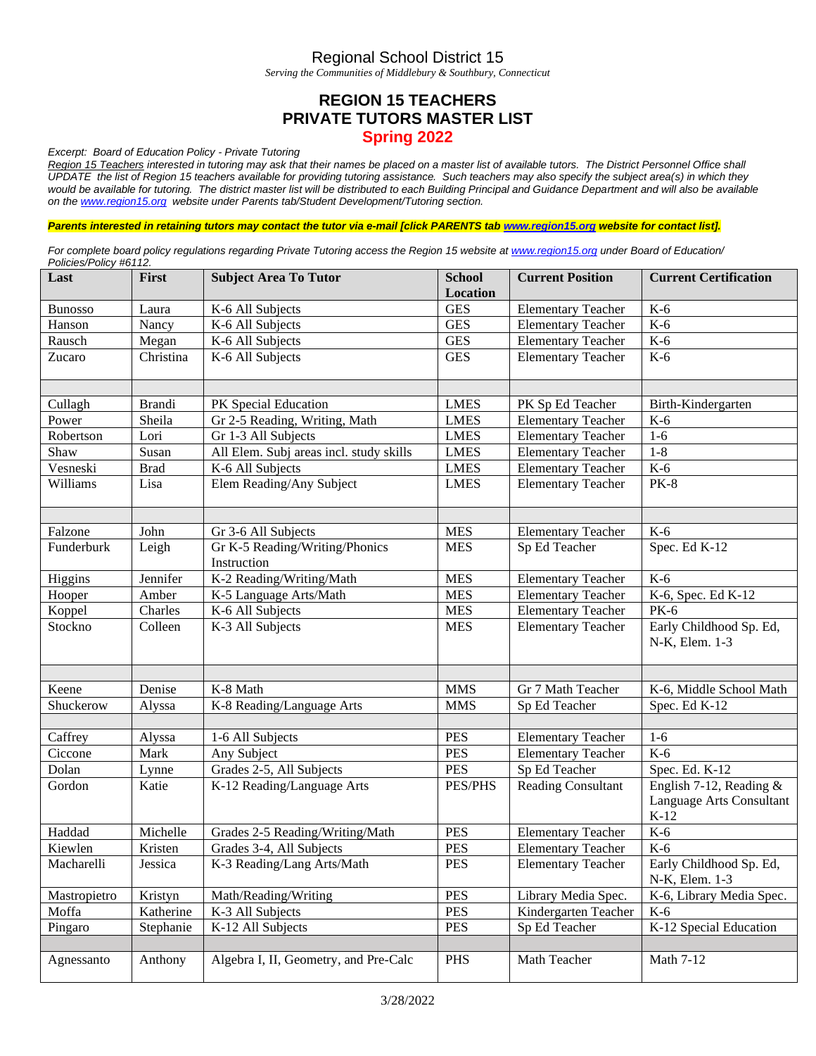# Regional School District 15

*Serving the Communities of Middlebury & Southbury, Connecticut*

## REGION 15 TEACHERS
## PRIVATE TUTORS MASTER LIST
## Spring 2022

*Excerpt: Board of Education Policy - Private Tutoring*

*Region 15 Teachers interested in tutoring may ask that their names be placed on a master list of available tutors. The District Personnel Office shall UPDATE the list of Region 15 teachers available for providing tutoring assistance. Such teachers may also specify the subject area(s) in which they would be available for tutoring. The district master list will be distributed to each Building Principal and Guidance Department and will also be available on the www.region15.org website under Parents tab/Student Development/Tutoring section.*

***Parents interested in retaining tutors may contact the tutor via e-mail [click PARENTS tab www.region15.org website for contact list].***

*For complete board policy regulations regarding Private Tutoring access the Region 15 website at www.region15.org under Board of Education/ Policies/Policy #6112.*

| Last | First | Subject Area To Tutor | School Location | Current Position | Current Certification |
|---|---|---|---|---|---|
| Bunosso | Laura | K-6 All Subjects | GES | Elementary Teacher | K-6 |
| Hanson | Nancy | K-6 All Subjects | GES | Elementary Teacher | K-6 |
| Rausch | Megan | K-6 All Subjects | GES | Elementary Teacher | K-6 |
| Zucaro | Christina | K-6 All Subjects | GES | Elementary Teacher | K-6 |
| | | | | | |
| Cullagh | Brandi | PK Special Education | LMES | PK Sp Ed Teacher | Birth-Kindergarten |
| Power | Sheila | Gr 2-5 Reading, Writing, Math | LMES | Elementary Teacher | K-6 |
| Robertson | Lori | Gr 1-3 All Subjects | LMES | Elementary Teacher | 1-6 |
| Shaw | Susan | All Elem. Subj areas incl. study skills | LMES | Elementary Teacher | 1-8 |
| Vesneski | Brad | K-6 All Subjects | LMES | Elementary Teacher | K-6 |
| Williams | Lisa | Elem Reading/Any Subject | LMES | Elementary Teacher | PK-8 |
| | | | | | |
| Falzone | John | Gr 3-6 All Subjects | MES | Elementary Teacher | K-6 |
| Funderburk | Leigh | Gr K-5 Reading/Writing/Phonics Instruction | MES | Sp Ed Teacher | Spec. Ed K-12 |
| Higgins | Jennifer | K-2 Reading/Writing/Math | MES | Elementary Teacher | K-6 |
| Hooper | Amber | K-5 Language Arts/Math | MES | Elementary Teacher | K-6, Spec. Ed K-12 |
| Koppel | Charles | K-6 All Subjects | MES | Elementary Teacher | PK-6 |
| Stockno | Colleen | K-3 All Subjects | MES | Elementary Teacher | Early Childhood Sp. Ed, N-K, Elem. 1-3 |
| | | | | | |
| Keene | Denise | K-8 Math | MMS | Gr 7 Math Teacher | K-6, Middle School Math |
| Shuckerow | Alyssa | K-8 Reading/Language Arts | MMS | Sp Ed Teacher | Spec. Ed K-12 |
| | | | | | |
| Caffrey | Alyssa | 1-6 All Subjects | PES | Elementary Teacher | 1-6 |
| Ciccone | Mark | Any Subject | PES | Elementary Teacher | K-6 |
| Dolan | Lynne | Grades 2-5, All Subjects | PES | Sp Ed Teacher | Spec. Ed. K-12 |
| Gordon | Katie | K-12 Reading/Language Arts | PES/PHS | Reading Consultant | English 7-12, Reading & Language Arts Consultant K-12 |
| Haddad | Michelle | Grades 2-5 Reading/Writing/Math | PES | Elementary Teacher | K-6 |
| Kiewlen | Kristen | Grades 3-4, All Subjects | PES | Elementary Teacher | K-6 |
| Macharelli | Jessica | K-3 Reading/Lang Arts/Math | PES | Elementary Teacher | Early Childhood Sp. Ed, N-K, Elem. 1-3 |
| Mastropietro | Kristyn | Math/Reading/Writing | PES | Library Media Spec. | K-6, Library Media Spec. |
| Moffa | Katherine | K-3 All Subjects | PES | Kindergarten Teacher | K-6 |
| Pingaro | Stephanie | K-12 All Subjects | PES | Sp Ed Teacher | K-12 Special Education |
| | | | | | |
| Agnessanto | Anthony | Algebra I, II, Geometry, and Pre-Calc | PHS | Math Teacher | Math 7-12 |

3/28/2022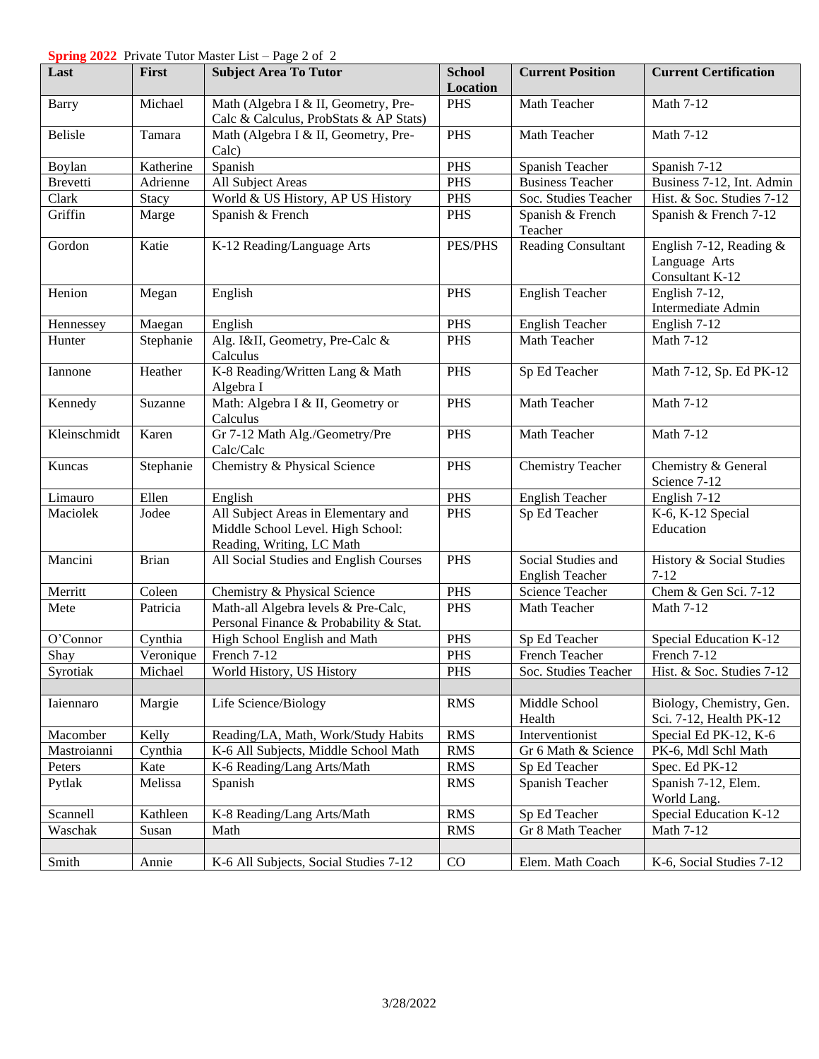**Spring 2022** Private Tutor Master List – Page 2 of 2

| Last | First | Subject Area To Tutor | School Location | Current Position | Current Certification |
|---|---|---|---|---|---|
| Barry | Michael | Math (Algebra I & II, Geometry, Pre-Calc & Calculus, ProbStats & AP Stats) | PHS | Math Teacher | Math 7-12 |
| Belisle | Tamara | Math (Algebra I & II, Geometry, Pre-Calc) | PHS | Math Teacher | Math 7-12 |
| Boylan | Katherine | Spanish | PHS | Spanish Teacher | Spanish 7-12 |
| Brevetti | Adrienne | All Subject Areas | PHS | Business Teacher | Business 7-12, Int. Admin |
| Clark | Stacy | World & US History, AP US History | PHS | Soc. Studies Teacher | Hist. & Soc. Studies 7-12 |
| Griffin | Marge | Spanish & French | PHS | Spanish & French Teacher | Spanish & French 7-12 |
| Gordon | Katie | K-12 Reading/Language Arts | PES/PHS | Reading Consultant | English 7-12, Reading & Language Arts Consultant K-12 |
| Henion | Megan | English | PHS | English Teacher | English 7-12, Intermediate Admin |
| Hennessey | Maegan | English | PHS | English Teacher | English 7-12 |
| Hunter | Stephanie | Alg. I&II, Geometry, Pre-Calc & Calculus | PHS | Math Teacher | Math 7-12 |
| Iannone | Heather | K-8 Reading/Written Lang & Math Algebra I | PHS | Sp Ed Teacher | Math 7-12, Sp. Ed PK-12 |
| Kennedy | Suzanne | Math: Algebra I & II, Geometry or Calculus | PHS | Math Teacher | Math 7-12 |
| Kleinschmidt | Karen | Gr 7-12 Math Alg./Geometry/Pre Calc/Calc | PHS | Math Teacher | Math 7-12 |
| Kuncas | Stephanie | Chemistry & Physical Science | PHS | Chemistry Teacher | Chemistry & General Science 7-12 |
| Limauro | Ellen | English | PHS | English Teacher | English 7-12 |
| Maciolek | Jodee | All Subject Areas in Elementary and Middle School Level. High School: Reading, Writing, LC Math | PHS | Sp Ed Teacher | K-6, K-12 Special Education |
| Mancini | Brian | All Social Studies and English Courses | PHS | Social Studies and English Teacher | History & Social Studies 7-12 |
| Merritt | Coleen | Chemistry & Physical Science | PHS | Science Teacher | Chem & Gen Sci. 7-12 |
| Mete | Patricia | Math-all Algebra levels & Pre-Calc, Personal Finance & Probability & Stat. | PHS | Math Teacher | Math 7-12 |
| O'Connor | Cynthia | High School English and Math | PHS | Sp Ed Teacher | Special Education K-12 |
| Shay | Veronique | French 7-12 | PHS | French Teacher | French 7-12 |
| Syrotiak | Michael | World History, US History | PHS | Soc. Studies Teacher | Hist. & Soc. Studies 7-12 |
| | | | | | |
| Iaiennaro | Margie | Life Science/Biology | RMS | Middle School Health | Biology, Chemistry, Gen. Sci. 7-12, Health PK-12 |
| Macomber | Kelly | Reading/LA, Math, Work/Study Habits | RMS | Interventionist | Special Ed PK-12, K-6 |
| Mastroianni | Cynthia | K-6 All Subjects, Middle School Math | RMS | Gr 6 Math & Science | PK-6, Mdl Schl Math |
| Peters | Kate | K-6 Reading/Lang Arts/Math | RMS | Sp Ed Teacher | Spec. Ed PK-12 |
| Pytlak | Melissa | Spanish | RMS | Spanish Teacher | Spanish 7-12, Elem. World Lang. |
| Scannell | Kathleen | K-8 Reading/Lang Arts/Math | RMS | Sp Ed Teacher | Special Education K-12 |
| Waschak | Susan | Math | RMS | Gr 8 Math Teacher | Math 7-12 |
| | | | | | |
| Smith | Annie | K-6 All Subjects, Social Studies 7-12 | CO | Elem. Math Coach | K-6, Social Studies 7-12 |

3/28/2022